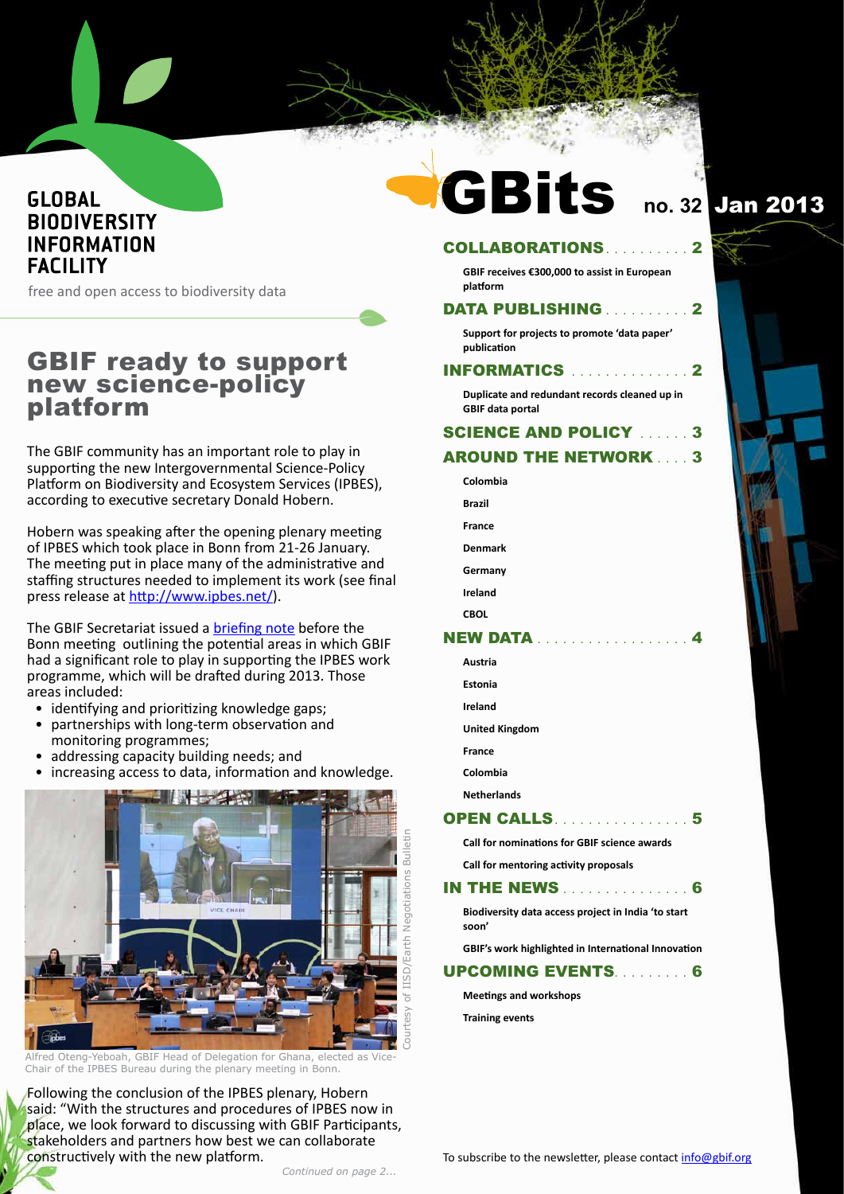GLOBAL BIODIVERSITY INFORMATION FACILITY

free and open access to biodiversity data

# GBits no. 32 Jan 2013

## GBIF ready to support new science-policy platform

The GBIF community has an important role to play in supporting the new Intergovernmental Science-Policy Platform on Biodiversity and Ecosystem Services (IPBES), according to executive secretary Donald Hobern.

Hobern was speaking after the opening plenary meeting of IPBES which took place in Bonn from 21-26 January. The meeting put in place many of the administrative and staffing structures needed to implement its work (see final press release at http://www.ipbes.net/).

The GBIF Secretariat issued a briefing note before the Bonn meeting outlining the potential areas in which GBIF had a significant role to play in supporting the IPBES work programme, which will be drafted during 2013. Those areas included:

- identifying and prioritizing knowledge gaps;
- partnerships with long-term observation and monitoring programmes;
- addressing capacity building needs; and
- increasing access to data, information and knowledge.

Courtesy of IISD/Earth Negotiations Bulletin

Alfred Oteng-Yeboah, GBIF Head of Delegation for Ghana, elected as Vice-Chair of the IPBES Bureau during the plenary meeting in Bonn.

Following the conclusion of the IPBES plenary, Hobern said: "With the structures and procedures of IPBES now in place, we look forward to discussing with GBIF Participants, stakeholders and partners how best we can collaborate constructively with the new platform.

*Continued on page 2...*

**COLLABORATIONS** .......... 2

- GBIF receives €300,000 to assist in European platform

**DATA PUBLISHING** .......... 2

- Support for projects to promote 'data paper' publication

**INFORMATICS** .............. 2

- Duplicate and redundant records cleaned up in GBIF data portal

**SCIENCE AND POLICY** ...... 3

**AROUND THE NETWORK** .... 3

- Colombia
- Brazil
- France
- Denmark
- Germany
- Ireland
- CBOL

**NEW DATA** .................. 4

- Austria
- Estonia
- Ireland
- United Kingdom
- France
- Colombia
- Netherlands

**OPEN CALLS** ................ 5

- Call for nominations for GBIF science awards
- Call for mentoring activity proposals

**IN THE NEWS** ............... 6

- Biodiversity data access project in India 'to start soon'
- GBIF's work highlighted in International Innovation

**UPCOMING EVENTS** ......... 6

- Meetings and workshops
- Training events

To subscribe to the newsletter, please contact info@gbif.org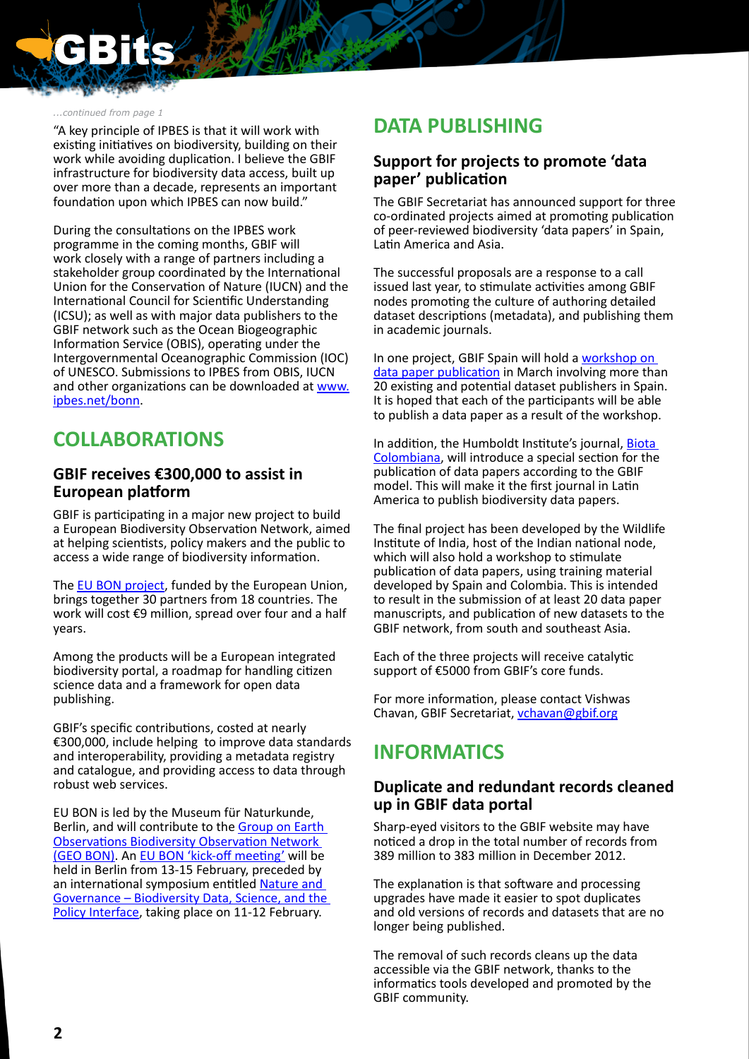*...continued from page 1*

"A key principle of IPBES is that it will work with existing initiatives on biodiversity, building on their work while avoiding duplication. I believe the GBIF infrastructure for biodiversity data access, built up over more than a decade, represents an important foundation upon which IPBES can now build."

During the consultations on the IPBES work programme in the coming months, GBIF will work closely with a range of partners including a stakeholder group coordinated by the International Union for the Conservation of Nature (IUCN) and the International Council for Scientific Understanding (ICSU); as well as with major data publishers to the GBIF network such as the Ocean Biogeographic Information Service (OBIS), operating under the Intergovernmental Oceanographic Commission (IOC) of UNESCO. Submissions to IPBES from OBIS, IUCN and other organizations can be downloaded at www.ipbes.net/bonn.

## COLLABORATIONS

### GBIF receives €300,000 to assist in European platform

GBIF is participating in a major new project to build a European Biodiversity Observation Network, aimed at helping scientists, policy makers and the public to access a wide range of biodiversity information.

The EU BON project, funded by the European Union, brings together 30 partners from 18 countries. The work will cost €9 million, spread over four and a half years.

Among the products will be a European integrated biodiversity portal, a roadmap for handling citizen science data and a framework for open data publishing.

GBIF's specific contributions, costed at nearly €300,000, include helping to improve data standards and interoperability, providing a metadata registry and catalogue, and providing access to data through robust web services.

EU BON is led by the Museum für Naturkunde, Berlin, and will contribute to the Group on Earth Observations Biodiversity Observation Network (GEO BON). An EU BON 'kick-off meeting' will be held in Berlin from 13-15 February, preceded by an international symposium entitled Nature and Governance – Biodiversity Data, Science, and the Policy Interface, taking place on 11-12 February.

## DATA PUBLISHING

### Support for projects to promote 'data paper' publication

The GBIF Secretariat has announced support for three co-ordinated projects aimed at promoting publication of peer-reviewed biodiversity 'data papers' in Spain, Latin America and Asia.

The successful proposals are a response to a call issued last year, to stimulate activities among GBIF nodes promoting the culture of authoring detailed dataset descriptions (metadata), and publishing them in academic journals.

In one project, GBIF Spain will hold a workshop on data paper publication in March involving more than 20 existing and potential dataset publishers in Spain. It is hoped that each of the participants will be able to publish a data paper as a result of the workshop.

In addition, the Humboldt Institute's journal, Biota Colombiana, will introduce a special section for the publication of data papers according to the GBIF model. This will make it the first journal in Latin America to publish biodiversity data papers.

The final project has been developed by the Wildlife Institute of India, host of the Indian national node, which will also hold a workshop to stimulate publication of data papers, using training material developed by Spain and Colombia. This is intended to result in the submission of at least 20 data paper manuscripts, and publication of new datasets to the GBIF network, from south and southeast Asia.

Each of the three projects will receive catalytic support of €5000 from GBIF's core funds.

For more information, please contact Vishwas Chavan, GBIF Secretariat, vchavan@gbif.org

## INFORMATICS

### Duplicate and redundant records cleaned up in GBIF data portal

Sharp-eyed visitors to the GBIF website may have noticed a drop in the total number of records from 389 million to 383 million in December 2012.

The explanation is that software and processing upgrades have made it easier to spot duplicates and old versions of records and datasets that are no longer being published.

The removal of such records cleans up the data accessible via the GBIF network, thanks to the informatics tools developed and promoted by the GBIF community.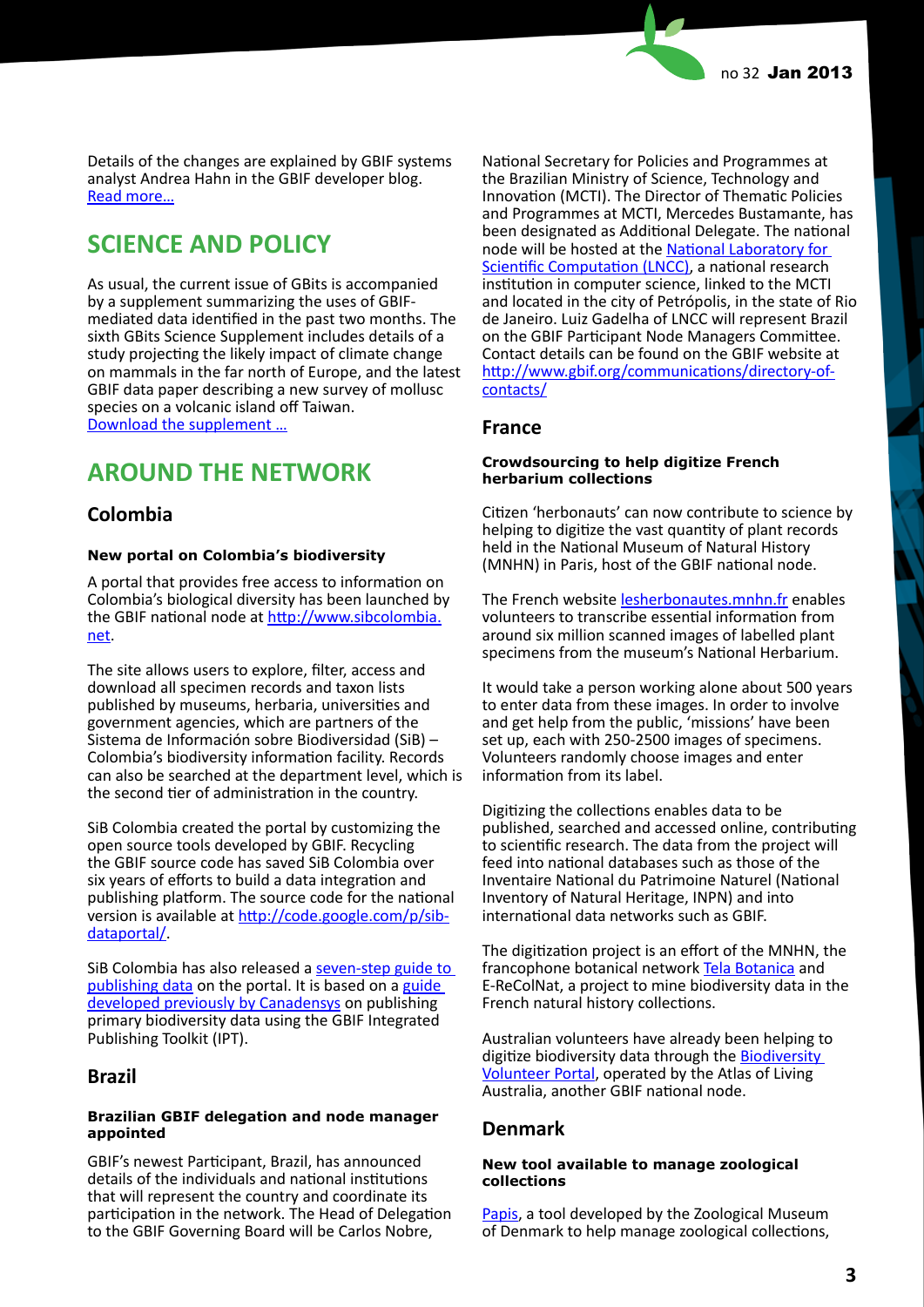Details of the changes are explained by GBIF systems analyst Andrea Hahn in the GBIF developer blog. Read more…

## SCIENCE AND POLICY

As usual, the current issue of GBits is accompanied by a supplement summarizing the uses of GBIF-mediated data identified in the past two months. The sixth GBits Science Supplement includes details of a study projecting the likely impact of climate change on mammals in the far north of Europe, and the latest GBIF data paper describing a new survey of mollusc species on a volcanic island off Taiwan.
Download the supplement …

## AROUND THE NETWORK

### Colombia

#### New portal on Colombia's biodiversity

A portal that provides free access to information on Colombia's biological diversity has been launched by the GBIF national node at http://www.sibcolombia.net.

The site allows users to explore, filter, access and download all specimen records and taxon lists published by museums, herbaria, universities and government agencies, which are partners of the Sistema de Información sobre Biodiversidad (SiB) – Colombia's biodiversity information facility. Records can also be searched at the department level, which is the second tier of administration in the country.

SiB Colombia created the portal by customizing the open source tools developed by GBIF. Recycling the GBIF source code has saved SiB Colombia over six years of efforts to build a data integration and publishing platform. The source code for the national version is available at http://code.google.com/p/sib-dataportal/.

SiB Colombia has also released a seven-step guide to publishing data on the portal. It is based on a guide developed previously by Canadensys on publishing primary biodiversity data using the GBIF Integrated Publishing Toolkit (IPT).

### Brazil

#### Brazilian GBIF delegation and node manager appointed

GBIF's newest Participant, Brazil, has announced details of the individuals and national institutions that will represent the country and coordinate its participation in the network. The Head of Delegation to the GBIF Governing Board will be Carlos Nobre, National Secretary for Policies and Programmes at the Brazilian Ministry of Science, Technology and Innovation (MCTI). The Director of Thematic Policies and Programmes at MCTI, Mercedes Bustamante, has been designated as Additional Delegate. The national node will be hosted at the National Laboratory for Scientific Computation (LNCC), a national research institution in computer science, linked to the MCTI and located in the city of Petrópolis, in the state of Rio de Janeiro. Luiz Gadelha of LNCC will represent Brazil on the GBIF Participant Node Managers Committee. Contact details can be found on the GBIF website at http://www.gbif.org/communications/directory-of-contacts/

### France

#### Crowdsourcing to help digitize French herbarium collections

Citizen 'herbonauts' can now contribute to science by helping to digitize the vast quantity of plant records held in the National Museum of Natural History (MNHN) in Paris, host of the GBIF national node.

The French website lesherbonautes.mnhn.fr enables volunteers to transcribe essential information from around six million scanned images of labelled plant specimens from the museum's National Herbarium.

It would take a person working alone about 500 years to enter data from these images. In order to involve and get help from the public, 'missions' have been set up, each with 250-2500 images of specimens. Volunteers randomly choose images and enter information from its label.

Digitizing the collections enables data to be published, searched and accessed online, contributing to scientific research. The data from the project will feed into national databases such as those of the Inventaire National du Patrimoine Naturel (National Inventory of Natural Heritage, INPN) and into international data networks such as GBIF.

The digitization project is an effort of the MNHN, the francophone botanical network Tela Botanica and E-ReColNat, a project to mine biodiversity data in the French natural history collections.

Australian volunteers have already been helping to digitize biodiversity data through the Biodiversity Volunteer Portal, operated by the Atlas of Living Australia, another GBIF national node.

### Denmark

#### New tool available to manage zoological collections

Papis, a tool developed by the Zoological Museum of Denmark to help manage zoological collections,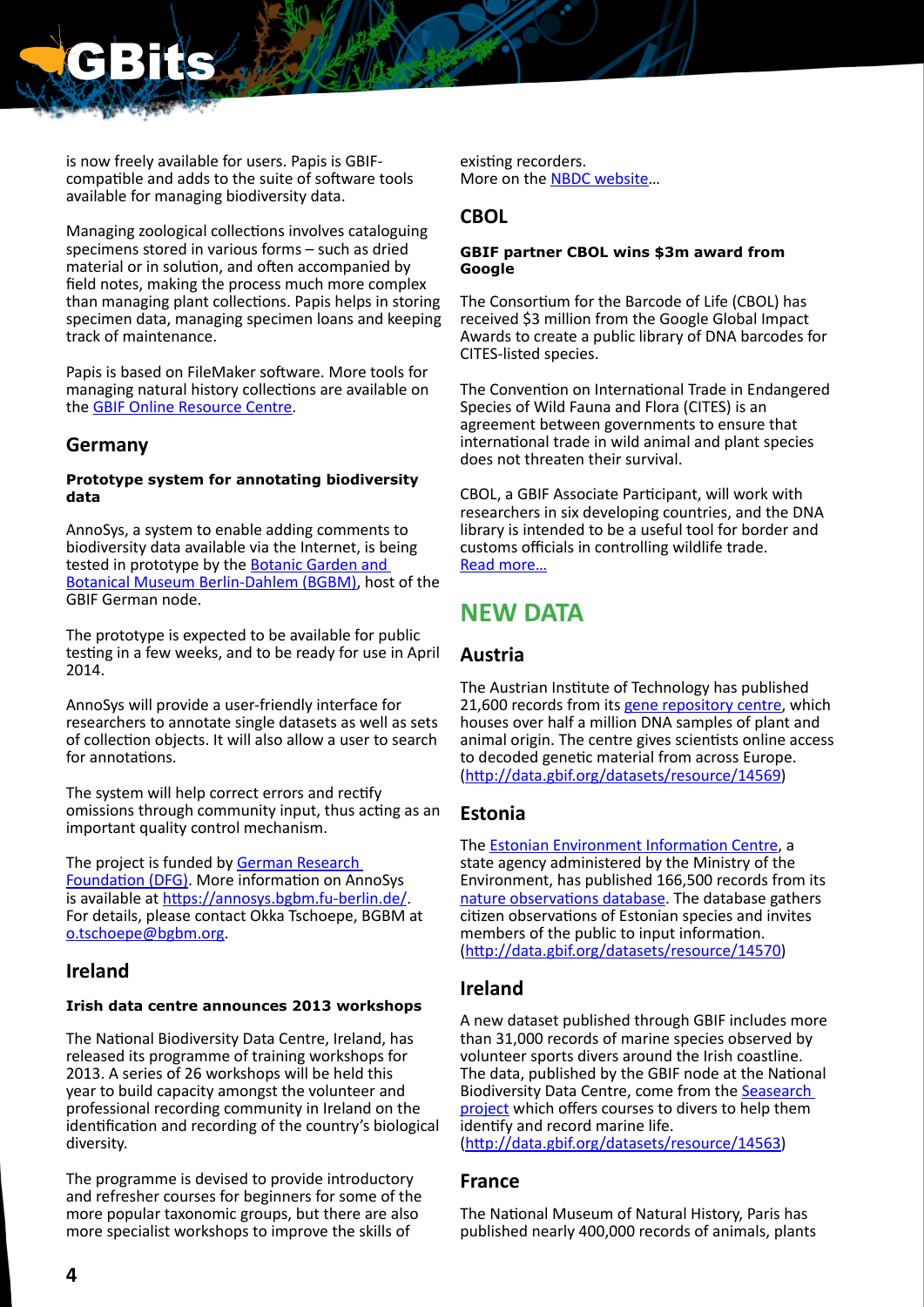is now freely available for users. Papis is GBIF-compatible and adds to the suite of software tools available for managing biodiversity data.

Managing zoological collections involves cataloguing specimens stored in various forms – such as dried material or in solution, and often accompanied by field notes, making the process much more complex than managing plant collections. Papis helps in storing specimen data, managing specimen loans and keeping track of maintenance.

Papis is based on FileMaker software. More tools for managing natural history collections are available on the [GBIF Online Resource Centre](GBIF Online Resource Centre).

## Germany

**Prototype system for annotating biodiversity data**

AnnoSys, a system to enable adding comments to biodiversity data available via the Internet, is being tested in prototype by the Botanic Garden and Botanical Museum Berlin-Dahlem (BGBM), host of the GBIF German node.

The prototype is expected to be available for public testing in a few weeks, and to be ready for use in April 2014.

AnnoSys will provide a user-friendly interface for researchers to annotate single datasets as well as sets of collection objects. It will also allow a user to search for annotations.

The system will help correct errors and rectify omissions through community input, thus acting as an important quality control mechanism.

The project is funded by German Research Foundation (DFG). More information on AnnoSys is available at https://annosys.bgbm.fu-berlin.de/. For details, please contact Okka Tschoepe, BGBM at o.tschoepe@bgbm.org.

## Ireland

**Irish data centre announces 2013 workshops**

The National Biodiversity Data Centre, Ireland, has released its programme of training workshops for 2013. A series of 26 workshops will be held this year to build capacity amongst the volunteer and professional recording community in Ireland on the identification and recording of the country's biological diversity.

The programme is devised to provide introductory and refresher courses for beginners for some of the more popular taxonomic groups, but there are also more specialist workshops to improve the skills of existing recorders.
More on the NBDC website...

## CBOL

**GBIF partner CBOL wins $3m award from Google**

The Consortium for the Barcode of Life (CBOL) has received $3 million from the Google Global Impact Awards to create a public library of DNA barcodes for CITES-listed species.

The Convention on International Trade in Endangered Species of Wild Fauna and Flora (CITES) is an agreement between governments to ensure that international trade in wild animal and plant species does not threaten their survival.

CBOL, a GBIF Associate Participant, will work with researchers in six developing countries, and the DNA library is intended to be a useful tool for border and customs officials in controlling wildlife trade.
Read more...

# NEW DATA

## Austria

The Austrian Institute of Technology has published 21,600 records from its gene repository centre, which houses over half a million DNA samples of plant and animal origin. The centre gives scientists online access to decoded genetic material from across Europe. (http://data.gbif.org/datasets/resource/14569)

## Estonia

The Estonian Environment Information Centre, a state agency administered by the Ministry of the Environment, has published 166,500 records from its nature observations database. The database gathers citizen observations of Estonian species and invites members of the public to input information. (http://data.gbif.org/datasets/resource/14570)

## Ireland

A new dataset published through GBIF includes more than 31,000 records of marine species observed by volunteer sports divers around the Irish coastline. The data, published by the GBIF node at the National Biodiversity Data Centre, come from the Seasearch project which offers courses to divers to help them identify and record marine life.
(http://data.gbif.org/datasets/resource/14563)

## France

The National Museum of Natural History, Paris has published nearly 400,000 records of animals, plants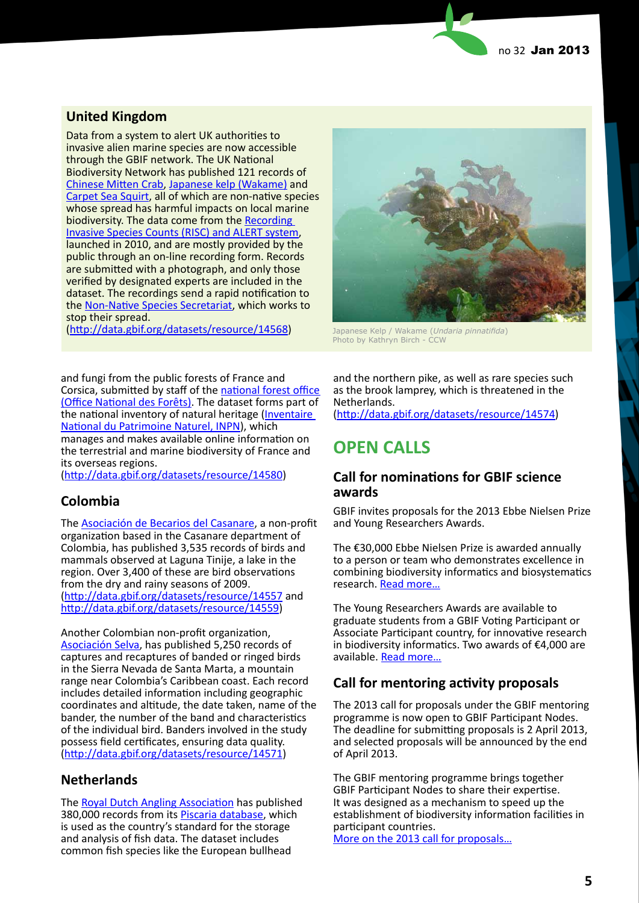## United Kingdom

Data from a system to alert UK authorities to invasive alien marine species are now accessible through the GBIF network. The UK National Biodiversity Network has published 121 records of Chinese Mitten Crab, Japanese kelp (Wakame) and Carpet Sea Squirt, all of which are non-native species whose spread has harmful impacts on local marine biodiversity. The data come from the Recording Invasive Species Counts (RISC) and ALERT system, launched in 2010, and are mostly provided by the public through an on-line recording form. Records are submitted with a photograph, and only those verified by designated experts are included in the dataset. The recordings send a rapid notification to the Non-Native Species Secretariat, which works to stop their spread.
(http://data.gbif.org/datasets/resource/14568)

Japanese Kelp / Wakame (*Undaria pinnatifida*)
Photo by Kathryn Birch - CCW

and fungi from the public forests of France and Corsica, submitted by staff of the national forest office (Office National des Forêts). The dataset forms part of the national inventory of natural heritage (Inventaire National du Patrimoine Naturel, INPN), which manages and makes available online information on the terrestrial and marine biodiversity of France and its overseas regions.
(http://data.gbif.org/datasets/resource/14580)

## Colombia

The Asociación de Becarios del Casanare, a non-profit organization based in the Casanare department of Colombia, has published 3,535 records of birds and mammals observed at Laguna Tinije, a lake in the region. Over 3,400 of these are bird observations from the dry and rainy seasons of 2009.
(http://data.gbif.org/datasets/resource/14557 and http://data.gbif.org/datasets/resource/14559)

Another Colombian non-profit organization, Asociación Selva, has published 5,250 records of captures and recaptures of banded or ringed birds in the Sierra Nevada de Santa Marta, a mountain range near Colombia's Caribbean coast. Each record includes detailed information including geographic coordinates and altitude, the date taken, name of the bander, the number of the band and characteristics of the individual bird. Banders involved in the study possess field certificates, ensuring data quality.
(http://data.gbif.org/datasets/resource/14571)

## Netherlands

The Royal Dutch Angling Association has published 380,000 records from its Piscaria database, which is used as the country's standard for the storage and analysis of fish data. The dataset includes common fish species like the European bullhead and the northern pike, as well as rare species such as the brook lamprey, which is threatened in the Netherlands.
(http://data.gbif.org/datasets/resource/14574)

# OPEN CALLS

## Call for nominations for GBIF science awards

GBIF invites proposals for the 2013 Ebbe Nielsen Prize and Young Researchers Awards.

The €30,000 Ebbe Nielsen Prize is awarded annually to a person or team who demonstrates excellence in combining biodiversity informatics and biosystematics research. Read more...

The Young Researchers Awards are available to graduate students from a GBIF Voting Participant or Associate Participant country, for innovative research in biodiversity informatics. Two awards of €4,000 are available. Read more...

## Call for mentoring activity proposals

The 2013 call for proposals under the GBIF mentoring programme is now open to GBIF Participant Nodes. The deadline for submitting proposals is 2 April 2013, and selected proposals will be announced by the end of April 2013.

The GBIF mentoring programme brings together GBIF Participant Nodes to share their expertise. It was designed as a mechanism to speed up the establishment of biodiversity information facilities in participant countries.
More on the 2013 call for proposals...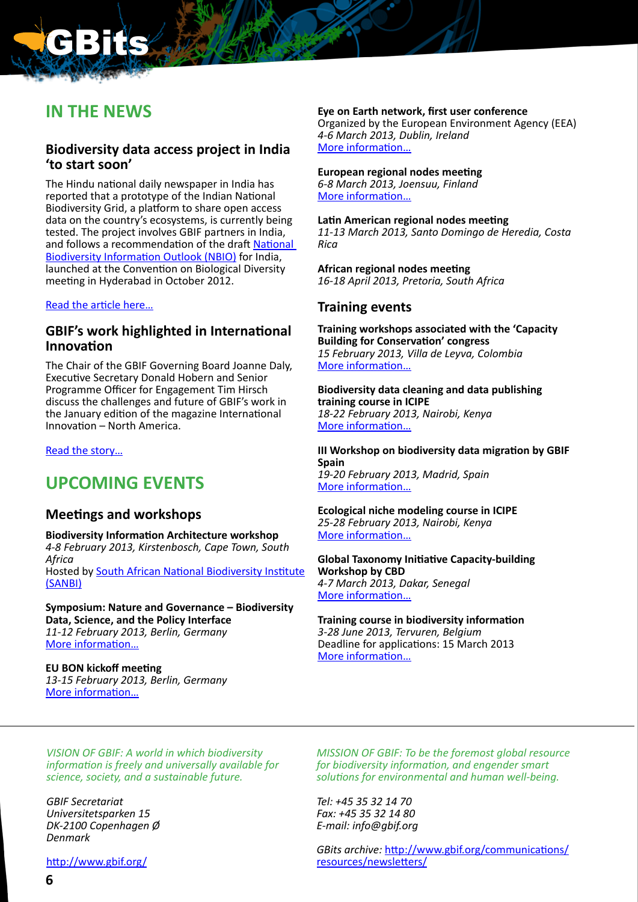## IN THE NEWS

### Biodiversity data access project in India 'to start soon'

The Hindu national daily newspaper in India has reported that a prototype of the Indian National Biodiversity Grid, a platform to share open access data on the country's ecosystems, is currently being tested. The project involves GBIF partners in India, and follows a recommendation of the draft National Biodiversity Information Outlook (NBIO) for India, launched at the Convention on Biological Diversity meeting in Hyderabad in October 2012.

Read the article here…

### GBIF's work highlighted in International Innovation

The Chair of the GBIF Governing Board Joanne Daly, Executive Secretary Donald Hobern and Senior Programme Officer for Engagement Tim Hirsch discuss the challenges and future of GBIF's work in the January edition of the magazine International Innovation – North America.

Read the story…

## UPCOMING EVENTS

### Meetings and workshops

**Biodiversity Information Architecture workshop**
*4-8 February 2013, Kirstenbosch, Cape Town, South Africa*
Hosted by South African National Biodiversity Institute (SANBI)

**Symposium: Nature and Governance – Biodiversity Data, Science, and the Policy Interface**
*11-12 February 2013, Berlin, Germany*
More information…

**EU BON kickoff meeting**
*13-15 February 2013, Berlin, Germany*
More information…

**Eye on Earth network, first user conference**
Organized by the European Environment Agency (EEA)
*4-6 March 2013, Dublin, Ireland*
More information…

**European regional nodes meeting**
*6-8 March 2013, Joensuu, Finland*
More information…

**Latin American regional nodes meeting**
*11-13 March 2013, Santo Domingo de Heredia, Costa Rica*

**African regional nodes meeting**
*16-18 April 2013, Pretoria, South Africa*

### Training events

**Training workshops associated with the 'Capacity Building for Conservation' congress**
*15 February 2013, Villa de Leyva, Colombia*
More information…

**Biodiversity data cleaning and data publishing training course in ICIPE**
*18-22 February 2013, Nairobi, Kenya*
More information…

**III Workshop on biodiversity data migration by GBIF Spain**
*19-20 February 2013, Madrid, Spain*
More information…

**Ecological niche modeling course in ICIPE**
*25-28 February 2013, Nairobi, Kenya*
More information…

**Global Taxonomy Initiative Capacity-building Workshop by CBD**
*4-7 March 2013, Dakar, Senegal*
More information…

**Training course in biodiversity information**
*3-28 June 2013, Tervuren, Belgium*
Deadline for applications: 15 March 2013
More information…

---

*VISION OF GBIF: A world in which biodiversity information is freely and universally available for science, society, and a sustainable future.*

*MISSION OF GBIF: To be the foremost global resource for biodiversity information, and engender smart solutions for environmental and human well-being.*

*GBIF Secretariat*
*Universitetsparken 15*
*DK-2100 Copenhagen Ø*
*Denmark*

http://www.gbif.org/

*Tel: +45 35 32 14 70*
*Fax: +45 35 32 14 80*
*E-mail: info@gbif.org*

*GBits archive:* http://www.gbif.org/communications/resources/newsletters/